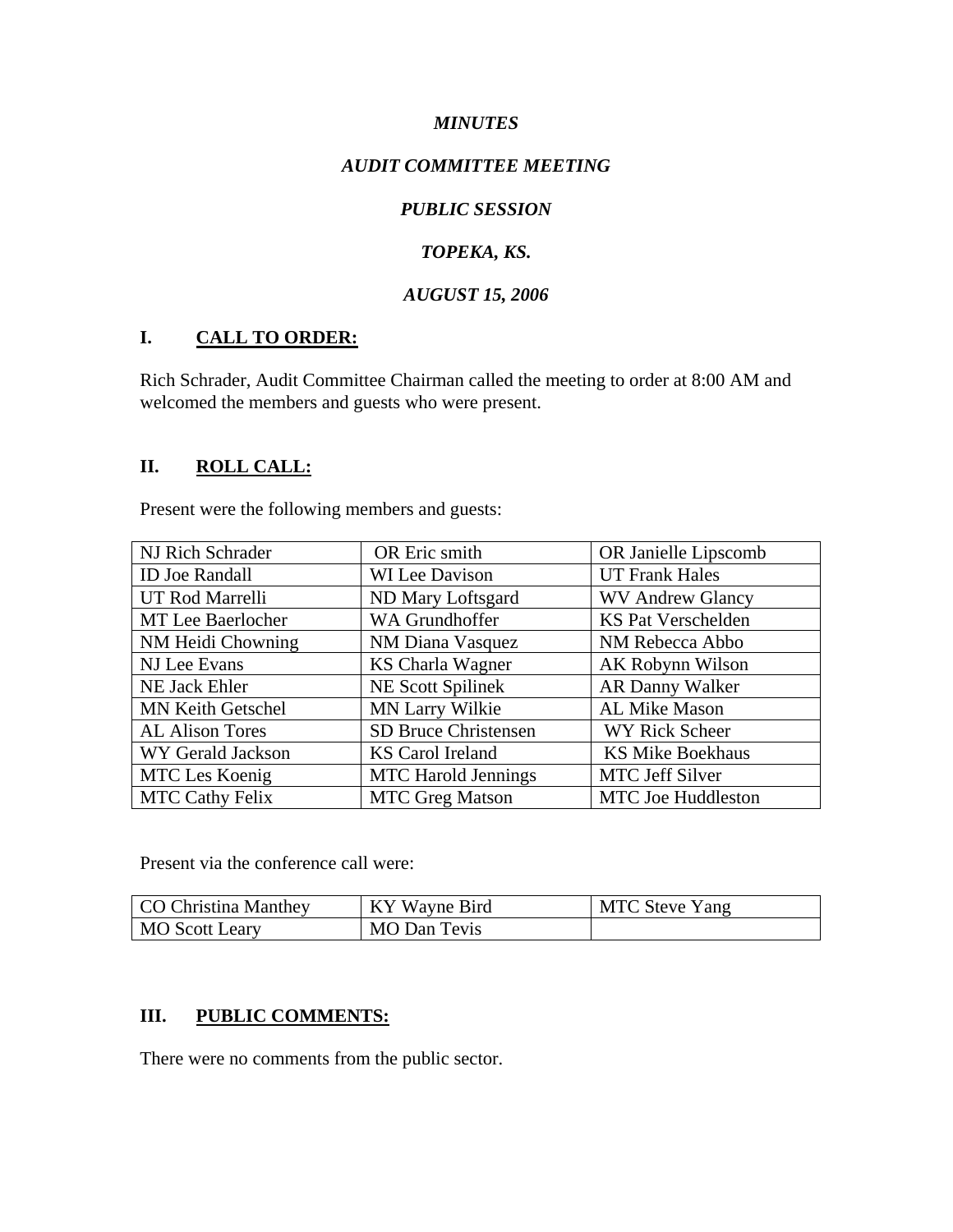*MINUTES*

*AUDIT COMMITTEE MEETING*

*PUBLIC SESSION*

*TOPEKA, KS.*

*AUGUST 15, 2006*

## I. CALL TO ORDER:

Rich Schrader, Audit Committee Chairman called the meeting to order at 8:00 AM and welcomed the members and guests who were present.

## II. ROLL CALL:

Present were the following members and guests:

| | | |
|---|---|---|
| NJ Rich Schrader | OR Eric smith | OR Janielle Lipscomb |
| ID Joe Randall | WI Lee Davison | UT Frank Hales |
| UT Rod Marrelli | ND Mary Loftsgard | WV Andrew Glancy |
| MT Lee Baerlocher | WA Grundhoffer | KS Pat Verschelden |
| NM Heidi Chowning | NM Diana Vasquez | NM Rebecca Abbo |
| NJ Lee Evans | KS Charla Wagner | AK Robynn Wilson |
| NE Jack Ehler | NE Scott Spilinek | AR Danny Walker |
| MN Keith Getschel | MN Larry Wilkie | AL Mike Mason |
| AL Alison Tores | SD Bruce Christensen | WY Rick Scheer |
| WY Gerald Jackson | KS Carol Ireland | KS Mike Boekhaus |
| MTC Les Koenig | MTC Harold Jennings | MTC Jeff Silver |
| MTC Cathy Felix | MTC Greg Matson | MTC Joe Huddleston |

Present via the conference call were:

| | | |
|---|---|---|
| CO Christina Manthey | KY Wayne Bird | MTC Steve Yang |
| MO Scott Leary | MO Dan Tevis | |

## III. PUBLIC COMMENTS:

There were no comments from the public sector.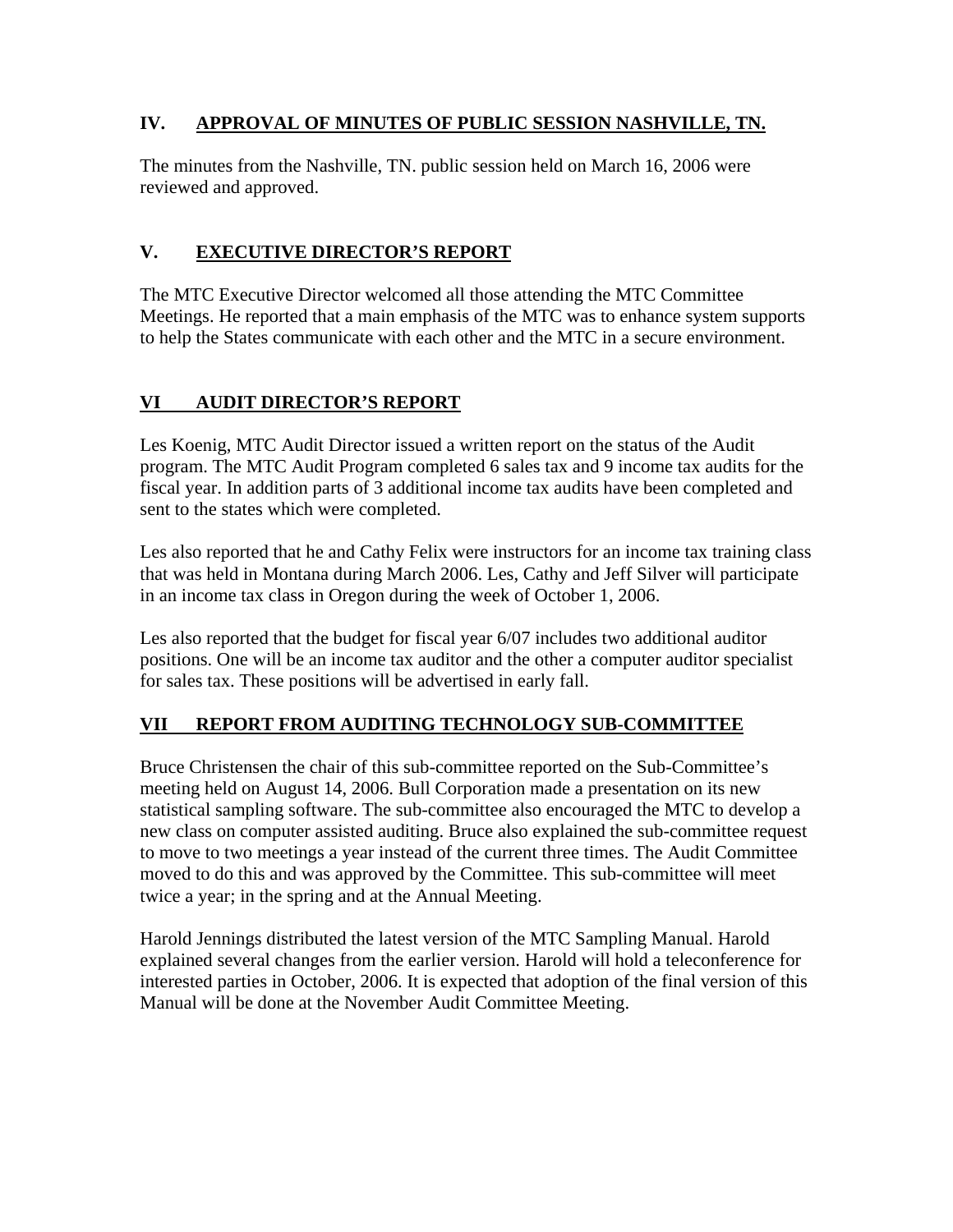## IV. APPROVAL OF MINUTES OF PUBLIC SESSION NASHVILLE, TN.

The minutes from the Nashville, TN. public session held on March 16, 2006 were reviewed and approved.

## V. EXECUTIVE DIRECTOR'S REPORT

The MTC Executive Director welcomed all those attending the MTC Committee Meetings. He reported that a main emphasis of the MTC was to enhance system supports to help the States communicate with each other and the MTC in a secure environment.

## VI AUDIT DIRECTOR'S REPORT

Les Koenig, MTC Audit Director issued a written report on the status of the Audit program. The MTC Audit Program completed 6 sales tax and 9 income tax audits for the fiscal year. In addition parts of 3 additional income tax audits have been completed and sent to the states which were completed.

Les also reported that he and Cathy Felix were instructors for an income tax training class that was held in Montana during March 2006. Les, Cathy and Jeff Silver will participate in an income tax class in Oregon during the week of October 1, 2006.

Les also reported that the budget for fiscal year 6/07 includes two additional auditor positions. One will be an income tax auditor and the other a computer auditor specialist for sales tax. These positions will be advertised in early fall.

## VII REPORT FROM AUDITING TECHNOLOGY SUB-COMMITTEE

Bruce Christensen the chair of this sub-committee reported on the Sub-Committee's meeting held on August 14, 2006. Bull Corporation made a presentation on its new statistical sampling software. The sub-committee also encouraged the MTC to develop a new class on computer assisted auditing. Bruce also explained the sub-committee request to move to two meetings a year instead of the current three times. The Audit Committee moved to do this and was approved by the Committee. This sub-committee will meet twice a year; in the spring and at the Annual Meeting.

Harold Jennings distributed the latest version of the MTC Sampling Manual. Harold explained several changes from the earlier version. Harold will hold a teleconference for interested parties in October, 2006. It is expected that adoption of the final version of this Manual will be done at the November Audit Committee Meeting.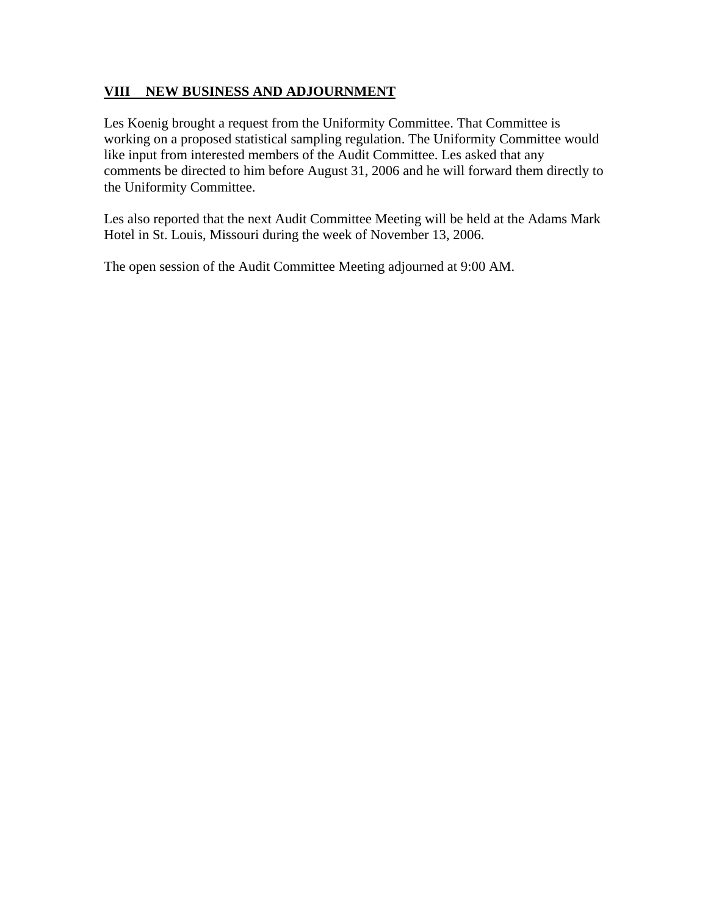## VIII NEW BUSINESS AND ADJOURNMENT

Les Koenig brought a request from the Uniformity Committee. That Committee is working on a proposed statistical sampling regulation. The Uniformity Committee would like input from interested members of the Audit Committee. Les asked that any comments be directed to him before August 31, 2006 and he will forward them directly to the Uniformity Committee.

Les also reported that the next Audit Committee Meeting will be held at the Adams Mark Hotel in St. Louis, Missouri during the week of November 13, 2006.

The open session of the Audit Committee Meeting adjourned at 9:00 AM.